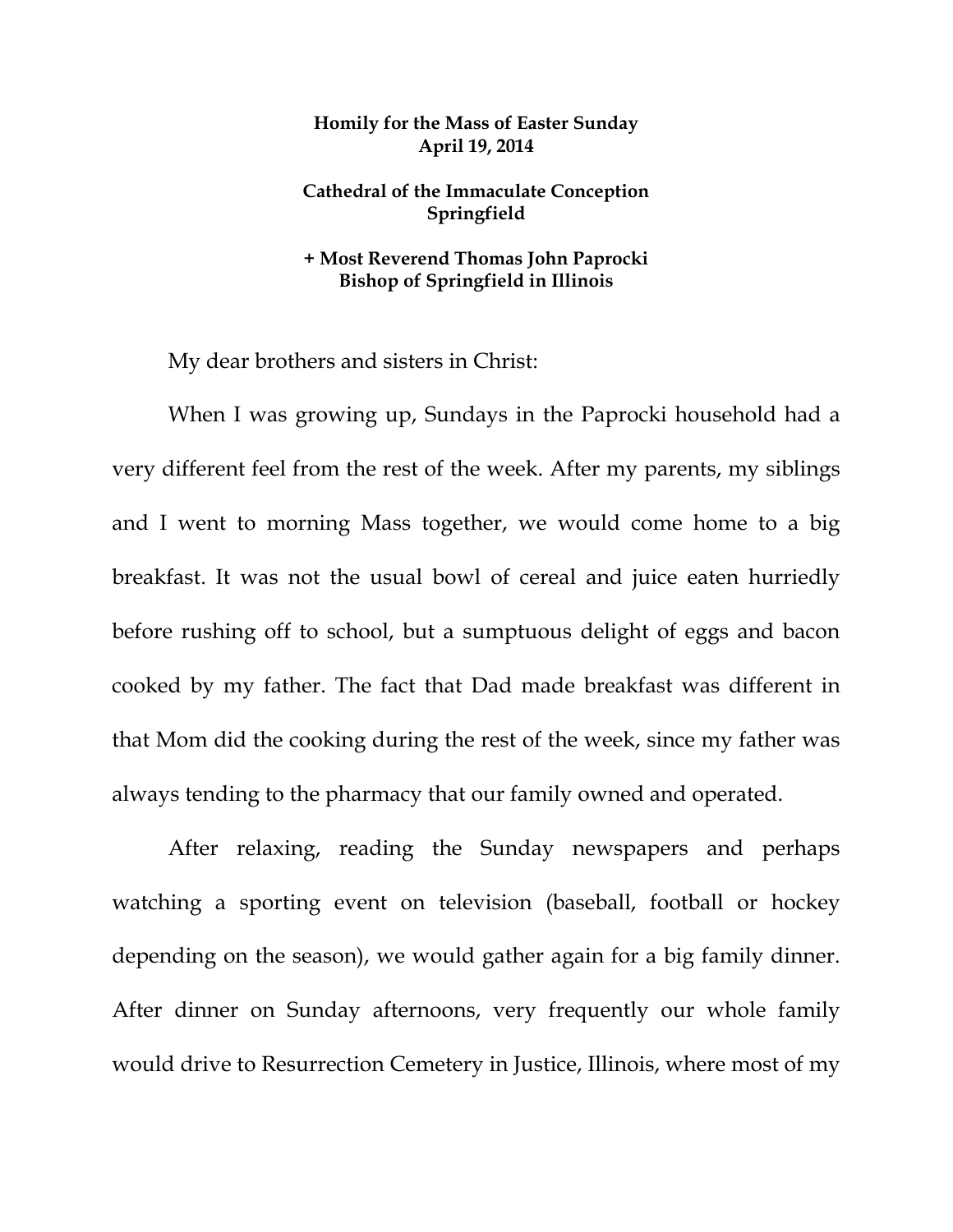**Homily for the Mass of Easter Sunday**
**April 19, 2014**

**Cathedral of the Immaculate Conception**
**Springfield**

**+ Most Reverend Thomas John Paprocki**
**Bishop of Springfield in Illinois**

My dear brothers and sisters in Christ:

When I was growing up, Sundays in the Paprocki household had a very different feel from the rest of the week. After my parents, my siblings and I went to morning Mass together, we would come home to a big breakfast. It was not the usual bowl of cereal and juice eaten hurriedly before rushing off to school, but a sumptuous delight of eggs and bacon cooked by my father. The fact that Dad made breakfast was different in that Mom did the cooking during the rest of the week, since my father was always tending to the pharmacy that our family owned and operated.

After relaxing, reading the Sunday newspapers and perhaps watching a sporting event on television (baseball, football or hockey depending on the season), we would gather again for a big family dinner. After dinner on Sunday afternoons, very frequently our whole family would drive to Resurrection Cemetery in Justice, Illinois, where most of my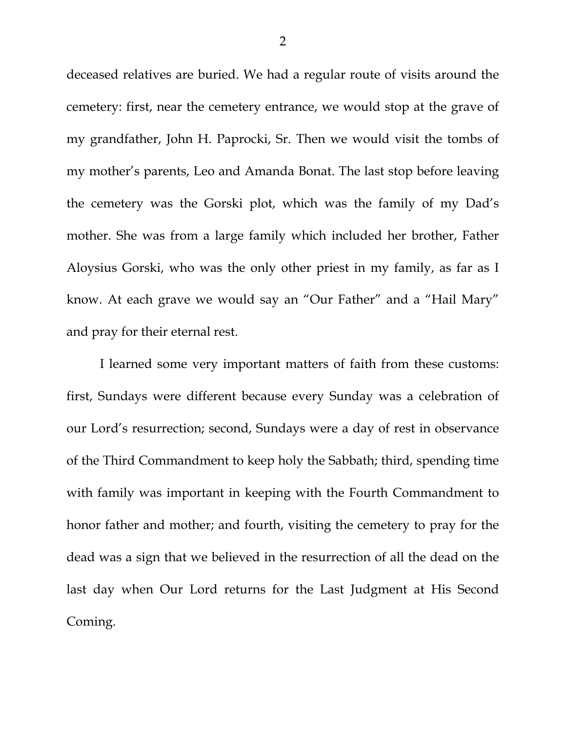deceased relatives are buried. We had a regular route of visits around the cemetery: first, near the cemetery entrance, we would stop at the grave of my grandfather, John H. Paprocki, Sr. Then we would visit the tombs of my mother's parents, Leo and Amanda Bonat. The last stop before leaving the cemetery was the Gorski plot, which was the family of my Dad's mother. She was from a large family which included her brother, Father Aloysius Gorski, who was the only other priest in my family, as far as I know. At each grave we would say an "Our Father" and a "Hail Mary" and pray for their eternal rest.

I learned some very important matters of faith from these customs: first, Sundays were different because every Sunday was a celebration of our Lord's resurrection; second, Sundays were a day of rest in observance of the Third Commandment to keep holy the Sabbath; third, spending time with family was important in keeping with the Fourth Commandment to honor father and mother; and fourth, visiting the cemetery to pray for the dead was a sign that we believed in the resurrection of all the dead on the last day when Our Lord returns for the Last Judgment at His Second Coming.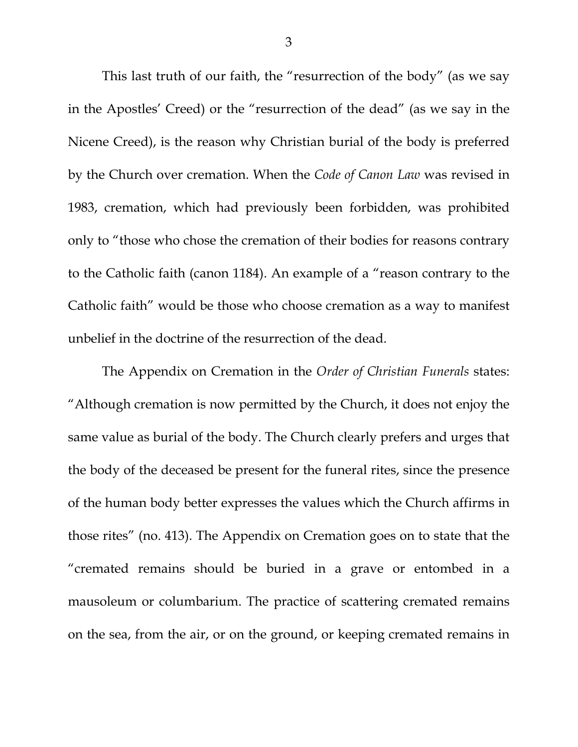This last truth of our faith, the "resurrection of the body" (as we say in the Apostles' Creed) or the "resurrection of the dead" (as we say in the Nicene Creed), is the reason why Christian burial of the body is preferred by the Church over cremation. When the *Code of Canon Law* was revised in 1983, cremation, which had previously been forbidden, was prohibited only to "those who chose the cremation of their bodies for reasons contrary to the Catholic faith (canon 1184). An example of a "reason contrary to the Catholic faith" would be those who choose cremation as a way to manifest unbelief in the doctrine of the resurrection of the dead.

The Appendix on Cremation in the *Order of Christian Funerals* states: "Although cremation is now permitted by the Church, it does not enjoy the same value as burial of the body. The Church clearly prefers and urges that the body of the deceased be present for the funeral rites, since the presence of the human body better expresses the values which the Church affirms in those rites" (no. 413). The Appendix on Cremation goes on to state that the "cremated remains should be buried in a grave or entombed in a mausoleum or columbarium. The practice of scattering cremated remains on the sea, from the air, or on the ground, or keeping cremated remains in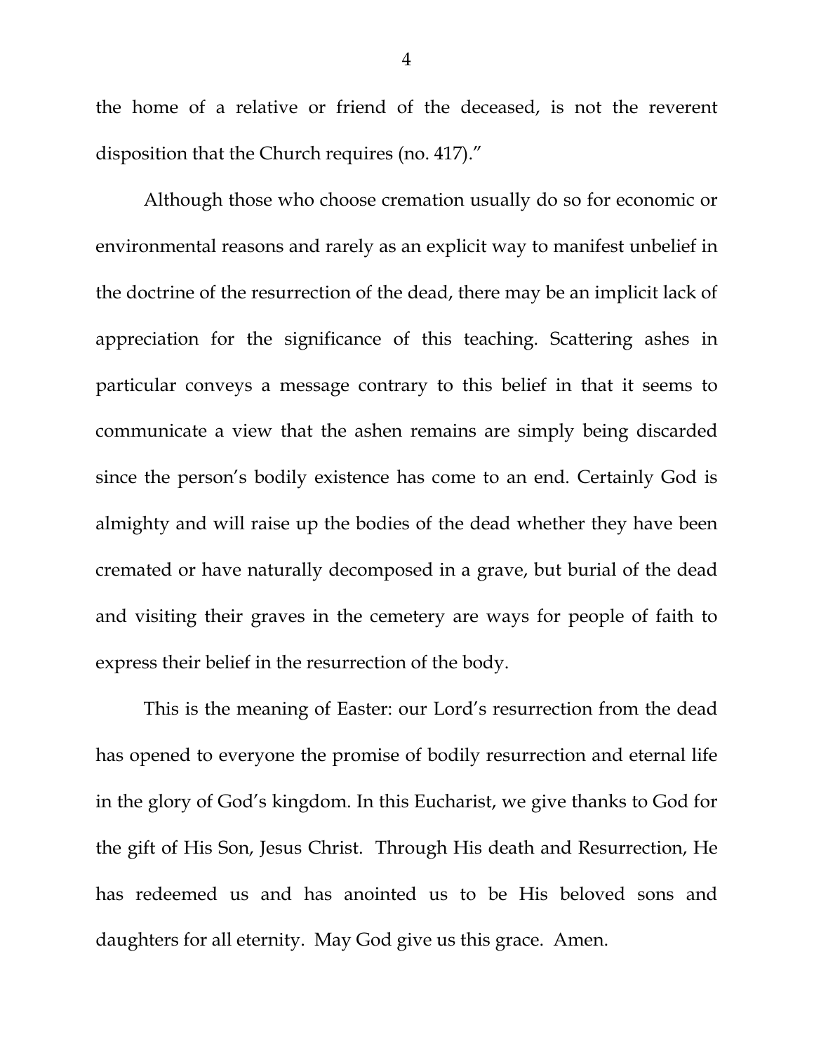the home of a relative or friend of the deceased, is not the reverent disposition that the Church requires (no. 417)."

Although those who choose cremation usually do so for economic or environmental reasons and rarely as an explicit way to manifest unbelief in the doctrine of the resurrection of the dead, there may be an implicit lack of appreciation for the significance of this teaching. Scattering ashes in particular conveys a message contrary to this belief in that it seems to communicate a view that the ashen remains are simply being discarded since the person's bodily existence has come to an end. Certainly God is almighty and will raise up the bodies of the dead whether they have been cremated or have naturally decomposed in a grave, but burial of the dead and visiting their graves in the cemetery are ways for people of faith to express their belief in the resurrection of the body.

This is the meaning of Easter: our Lord's resurrection from the dead has opened to everyone the promise of bodily resurrection and eternal life in the glory of God's kingdom. In this Eucharist, we give thanks to God for the gift of His Son, Jesus Christ. Through His death and Resurrection, He has redeemed us and has anointed us to be His beloved sons and daughters for all eternity. May God give us this grace. Amen.